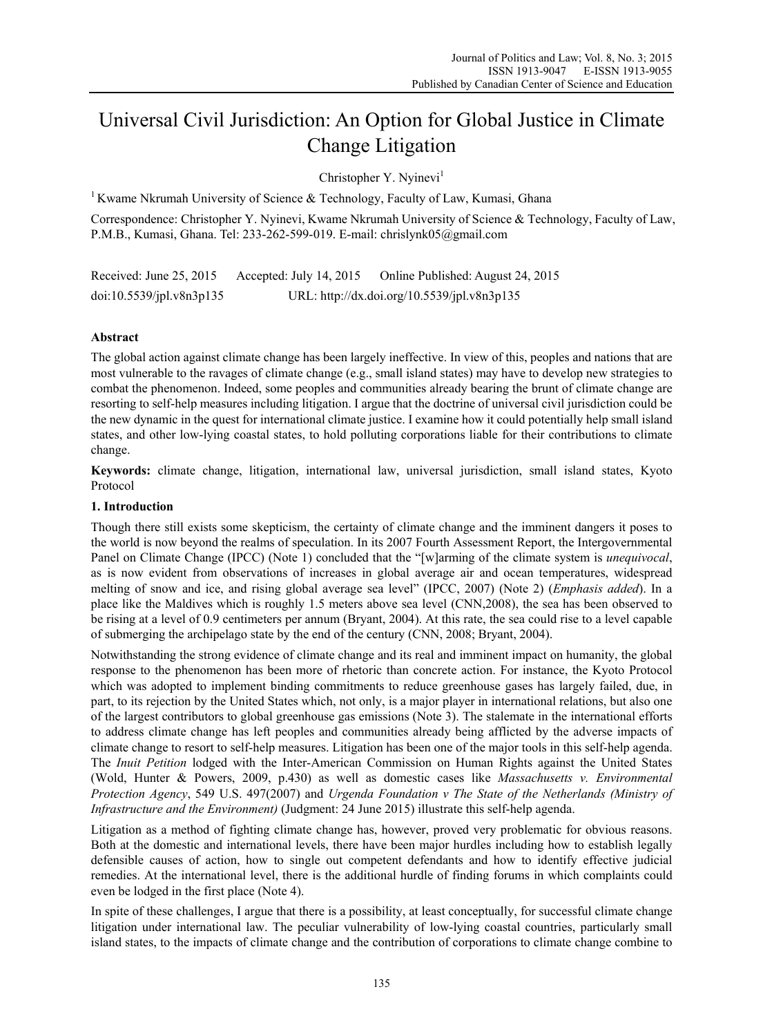# Universal Civil Jurisdiction: An Option for Global Justice in Climate Change Litigation

Christopher Y. Nyinevi[1]

[1] Kwame Nkrumah University of Science & Technology, Faculty of Law, Kumasi, Ghana

Correspondence: Christopher Y. Nyinevi, Kwame Nkrumah University of Science & Technology, Faculty of Law, P.M.B., Kumasi, Ghana. Tel: 233-262-599-019. E-mail: chrislynk05@gmail.com

Received: June 25, 2015 Accepted: July 14, 2015 Online Published: August 24, 2015

doi:10.5539/jpl.v8n3p135 URL: http://dx.doi.org/10.5539/jpl.v8n3p135

## Abstract

The global action against climate change has been largely ineffective. In view of this, peoples and nations that are most vulnerable to the ravages of climate change (e.g., small island states) may have to develop new strategies to combat the phenomenon. Indeed, some peoples and communities already bearing the brunt of climate change are resorting to self-help measures including litigation. I argue that the doctrine of universal civil jurisdiction could be the new dynamic in the quest for international climate justice. I examine how it could potentially help small island states, and other low-lying coastal states, to hold polluting corporations liable for their contributions to climate change.

**Keywords:** climate change, litigation, international law, universal jurisdiction, small island states, Kyoto Protocol

## 1. Introduction

Though there still exists some skepticism, the certainty of climate change and the imminent dangers it poses to the world is now beyond the realms of speculation. In its 2007 Fourth Assessment Report, the Intergovernmental Panel on Climate Change (IPCC) (Note 1) concluded that the "[w]arming of the climate system is *unequivocal*, as is now evident from observations of increases in global average air and ocean temperatures, widespread melting of snow and ice, and rising global average sea level" (IPCC, 2007) (Note 2) (*Emphasis added*). In a place like the Maldives which is roughly 1.5 meters above sea level (CNN,2008), the sea has been observed to be rising at a level of 0.9 centimeters per annum (Bryant, 2004). At this rate, the sea could rise to a level capable of submerging the archipelago state by the end of the century (CNN, 2008; Bryant, 2004).

Notwithstanding the strong evidence of climate change and its real and imminent impact on humanity, the global response to the phenomenon has been more of rhetoric than concrete action. For instance, the Kyoto Protocol which was adopted to implement binding commitments to reduce greenhouse gases has largely failed, due, in part, to its rejection by the United States which, not only, is a major player in international relations, but also one of the largest contributors to global greenhouse gas emissions (Note 3). The stalemate in the international efforts to address climate change has left peoples and communities already being afflicted by the adverse impacts of climate change to resort to self-help measures. Litigation has been one of the major tools in this self-help agenda. The *Inuit Petition* lodged with the Inter-American Commission on Human Rights against the United States (Wold, Hunter & Powers, 2009, p.430) as well as domestic cases like *Massachusetts v. Environmental Protection Agency*, 549 U.S. 497(2007) and *Urgenda Foundation v The State of the Netherlands (Ministry of Infrastructure and the Environment)* (Judgment: 24 June 2015) illustrate this self-help agenda.

Litigation as a method of fighting climate change has, however, proved very problematic for obvious reasons. Both at the domestic and international levels, there have been major hurdles including how to establish legally defensible causes of action, how to single out competent defendants and how to identify effective judicial remedies. At the international level, there is the additional hurdle of finding forums in which complaints could even be lodged in the first place (Note 4).

In spite of these challenges, I argue that there is a possibility, at least conceptually, for successful climate change litigation under international law. The peculiar vulnerability of low-lying coastal countries, particularly small island states, to the impacts of climate change and the contribution of corporations to climate change combine to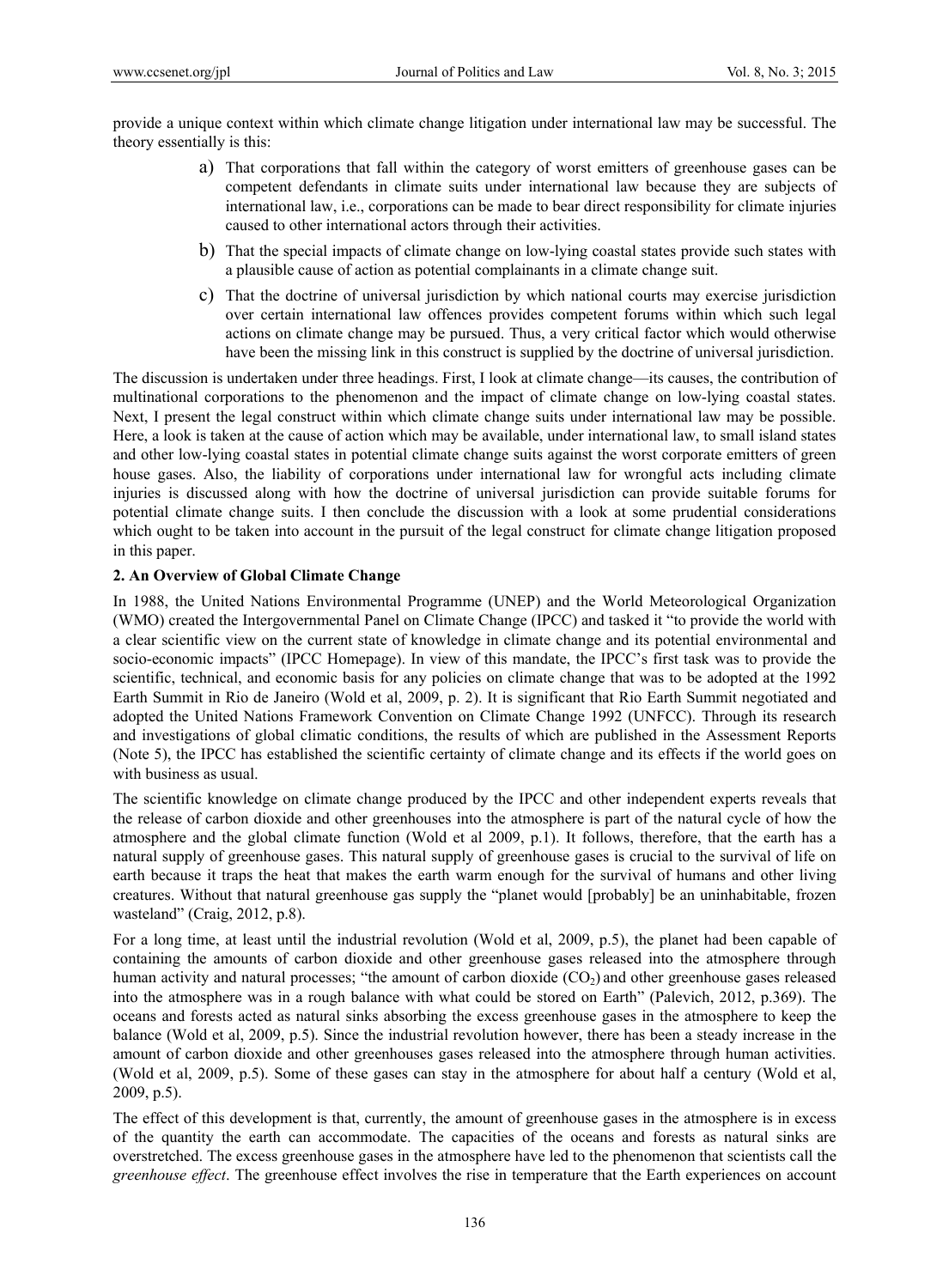provide a unique context within which climate change litigation under international law may be successful. The theory essentially is this:

a) That corporations that fall within the category of worst emitters of greenhouse gases can be competent defendants in climate suits under international law because they are subjects of international law, i.e., corporations can be made to bear direct responsibility for climate injuries caused to other international actors through their activities.

b) That the special impacts of climate change on low-lying coastal states provide such states with a plausible cause of action as potential complainants in a climate change suit.

c) That the doctrine of universal jurisdiction by which national courts may exercise jurisdiction over certain international law offences provides competent forums within which such legal actions on climate change may be pursued. Thus, a very critical factor which would otherwise have been the missing link in this construct is supplied by the doctrine of universal jurisdiction.

The discussion is undertaken under three headings. First, I look at climate change—its causes, the contribution of multinational corporations to the phenomenon and the impact of climate change on low-lying coastal states. Next, I present the legal construct within which climate change suits under international law may be possible. Here, a look is taken at the cause of action which may be available, under international law, to small island states and other low-lying coastal states in potential climate change suits against the worst corporate emitters of green house gases. Also, the liability of corporations under international law for wrongful acts including climate injuries is discussed along with how the doctrine of universal jurisdiction can provide suitable forums for potential climate change suits. I then conclude the discussion with a look at some prudential considerations which ought to be taken into account in the pursuit of the legal construct for climate change litigation proposed in this paper.

## 2. An Overview of Global Climate Change

In 1988, the United Nations Environmental Programme (UNEP) and the World Meteorological Organization (WMO) created the Intergovernmental Panel on Climate Change (IPCC) and tasked it "to provide the world with a clear scientific view on the current state of knowledge in climate change and its potential environmental and socio-economic impacts" (IPCC Homepage). In view of this mandate, the IPCC's first task was to provide the scientific, technical, and economic basis for any policies on climate change that was to be adopted at the 1992 Earth Summit in Rio de Janeiro (Wold et al, 2009, p. 2). It is significant that Rio Earth Summit negotiated and adopted the United Nations Framework Convention on Climate Change 1992 (UNFCC). Through its research and investigations of global climatic conditions, the results of which are published in the Assessment Reports (Note 5), the IPCC has established the scientific certainty of climate change and its effects if the world goes on with business as usual.

The scientific knowledge on climate change produced by the IPCC and other independent experts reveals that the release of carbon dioxide and other greenhouses into the atmosphere is part of the natural cycle of how the atmosphere and the global climate function (Wold et al 2009, p.1). It follows, therefore, that the earth has a natural supply of greenhouse gases. This natural supply of greenhouse gases is crucial to the survival of life on earth because it traps the heat that makes the earth warm enough for the survival of humans and other living creatures. Without that natural greenhouse gas supply the "planet would [probably] be an uninhabitable, frozen wasteland" (Craig, 2012, p.8).

For a long time, at least until the industrial revolution (Wold et al, 2009, p.5), the planet had been capable of containing the amounts of carbon dioxide and other greenhouse gases released into the atmosphere through human activity and natural processes; "the amount of carbon dioxide ($CO_2$) and other greenhouse gases released into the atmosphere was in a rough balance with what could be stored on Earth" (Palevich, 2012, p.369). The oceans and forests acted as natural sinks absorbing the excess greenhouse gases in the atmosphere to keep the balance (Wold et al, 2009, p.5). Since the industrial revolution however, there has been a steady increase in the amount of carbon dioxide and other greenhouses gases released into the atmosphere through human activities. (Wold et al, 2009, p.5). Some of these gases can stay in the atmosphere for about half a century (Wold et al, 2009, p.5).

The effect of this development is that, currently, the amount of greenhouse gases in the atmosphere is in excess of the quantity the earth can accommodate. The capacities of the oceans and forests as natural sinks are overstretched. The excess greenhouse gases in the atmosphere have led to the phenomenon that scientists call the *greenhouse effect*. The greenhouse effect involves the rise in temperature that the Earth experiences on account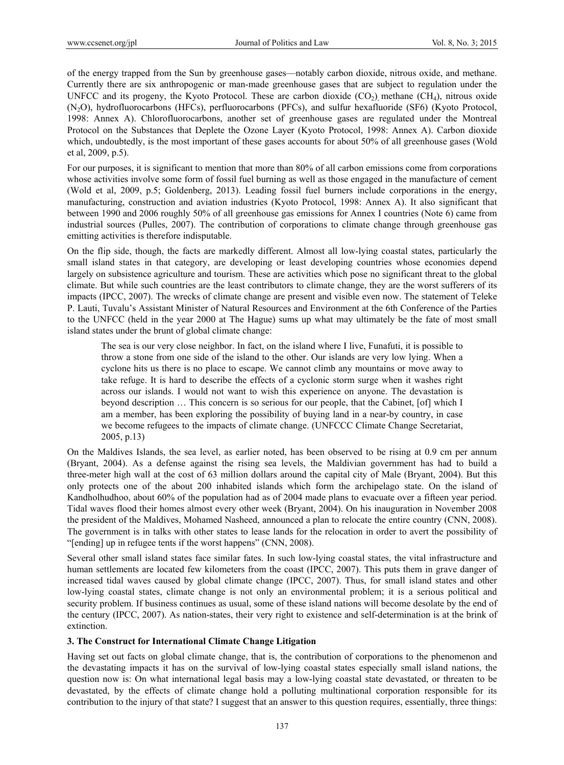of the energy trapped from the Sun by greenhouse gases—notably carbon dioxide, nitrous oxide, and methane. Currently there are six anthropogenic or man-made greenhouse gases that are subject to regulation under the UNFCC and its progeny, the Kyoto Protocol. These are carbon dioxide ($CO_2$), methane ($CH_4$), nitrous oxide ($N_2O$), hydrofluorocarbons (HFCs), perfluorocarbons (PFCs), and sulfur hexafluoride (SF6) (Kyoto Protocol, 1998: Annex A). Chlorofluorocarbons, another set of greenhouse gases are regulated under the Montreal Protocol on the Substances that Deplete the Ozone Layer (Kyoto Protocol, 1998: Annex A). Carbon dioxide which, undoubtedly, is the most important of these gases accounts for about 50% of all greenhouse gases (Wold et al, 2009, p.5).

For our purposes, it is significant to mention that more than 80% of all carbon emissions come from corporations whose activities involve some form of fossil fuel burning as well as those engaged in the manufacture of cement (Wold et al, 2009, p.5; Goldenberg, 2013). Leading fossil fuel burners include corporations in the energy, manufacturing, construction and aviation industries (Kyoto Protocol, 1998: Annex A). It also significant that between 1990 and 2006 roughly 50% of all greenhouse gas emissions for Annex I countries (Note 6) came from industrial sources (Pulles, 2007). The contribution of corporations to climate change through greenhouse gas emitting activities is therefore indisputable.

On the flip side, though, the facts are markedly different. Almost all low-lying coastal states, particularly the small island states in that category, are developing or least developing countries whose economies depend largely on subsistence agriculture and tourism. These are activities which pose no significant threat to the global climate. But while such countries are the least contributors to climate change, they are the worst sufferers of its impacts (IPCC, 2007). The wrecks of climate change are present and visible even now. The statement of Teleke P. Lauti, Tuvalu's Assistant Minister of Natural Resources and Environment at the 6th Conference of the Parties to the UNFCC (held in the year 2000 at The Hague) sums up what may ultimately be the fate of most small island states under the brunt of global climate change:

> The sea is our very close neighbor. In fact, on the island where I live, Funafuti, it is possible to throw a stone from one side of the island to the other. Our islands are very low lying. When a cyclone hits us there is no place to escape. We cannot climb any mountains or move away to take refuge. It is hard to describe the effects of a cyclonic storm surge when it washes right across our islands. I would not want to wish this experience on anyone. The devastation is beyond description … This concern is so serious for our people, that the Cabinet, [of] which I am a member, has been exploring the possibility of buying land in a near-by country, in case we become refugees to the impacts of climate change. (UNFCCC Climate Change Secretariat, 2005, p.13)

On the Maldives Islands, the sea level, as earlier noted, has been observed to be rising at 0.9 cm per annum (Bryant, 2004). As a defense against the rising sea levels, the Maldivian government has had to build a three-meter high wall at the cost of 63 million dollars around the capital city of Male (Bryant, 2004). But this only protects one of the about 200 inhabited islands which form the archipelago state. On the island of Kandholhudhoo, about 60% of the population had as of 2004 made plans to evacuate over a fifteen year period. Tidal waves flood their homes almost every other week (Bryant, 2004). On his inauguration in November 2008 the president of the Maldives, Mohamed Nasheed, announced a plan to relocate the entire country (CNN, 2008). The government is in talks with other states to lease lands for the relocation in order to avert the possibility of "[ending] up in refugee tents if the worst happens" (CNN, 2008).

Several other small island states face similar fates. In such low-lying coastal states, the vital infrastructure and human settlements are located few kilometers from the coast (IPCC, 2007). This puts them in grave danger of increased tidal waves caused by global climate change (IPCC, 2007). Thus, for small island states and other low-lying coastal states, climate change is not only an environmental problem; it is a serious political and security problem. If business continues as usual, some of these island nations will become desolate by the end of the century (IPCC, 2007). As nation-states, their very right to existence and self-determination is at the brink of extinction.

### 3. The Construct for International Climate Change Litigation

Having set out facts on global climate change, that is, the contribution of corporations to the phenomenon and the devastating impacts it has on the survival of low-lying coastal states especially small island nations, the question now is: On what international legal basis may a low-lying coastal state devastated, or threaten to be devastated, by the effects of climate change hold a polluting multinational corporation responsible for its contribution to the injury of that state? I suggest that an answer to this question requires, essentially, three things: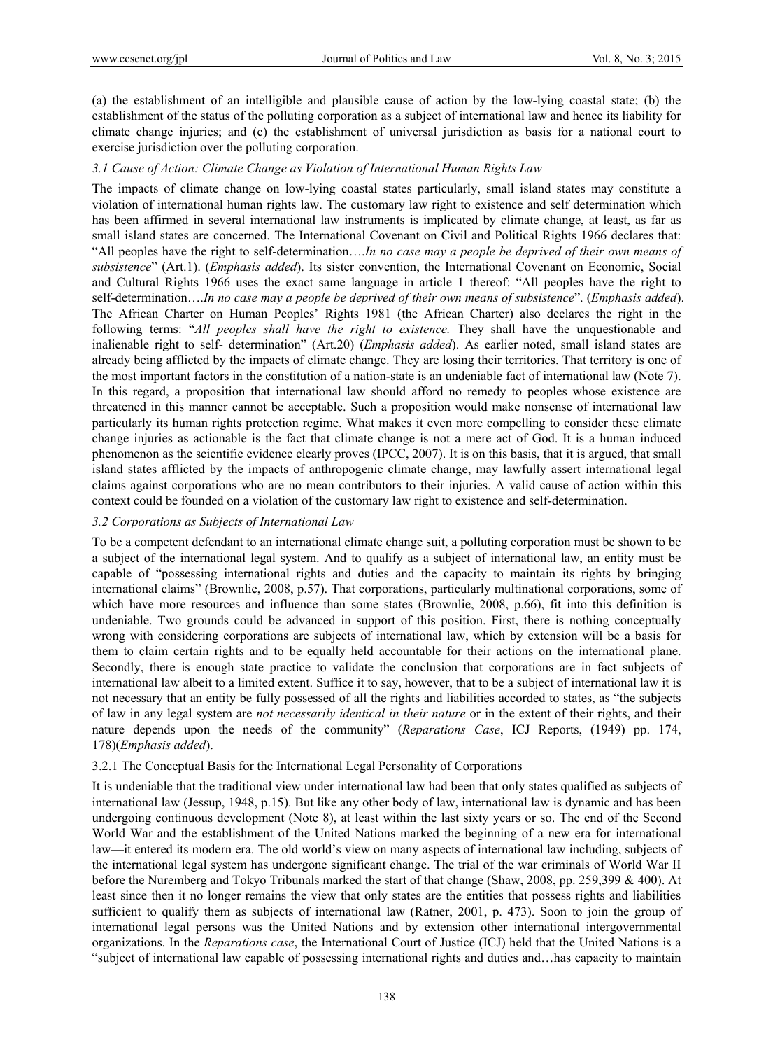(a) the establishment of an intelligible and plausible cause of action by the low-lying coastal state; (b) the establishment of the status of the polluting corporation as a subject of international law and hence its liability for climate change injuries; and (c) the establishment of universal jurisdiction as basis for a national court to exercise jurisdiction over the polluting corporation.

### *3.1 Cause of Action: Climate Change as Violation of International Human Rights Law*

The impacts of climate change on low-lying coastal states particularly, small island states may constitute a violation of international human rights law. The customary law right to existence and self determination which has been affirmed in several international law instruments is implicated by climate change, at least, as far as small island states are concerned. The International Covenant on Civil and Political Rights 1966 declares that: "All peoples have the right to self-determination….*In no case may a people be deprived of their own means of subsistence*" (Art.1). (*Emphasis added*). Its sister convention, the International Covenant on Economic, Social and Cultural Rights 1966 uses the exact same language in article 1 thereof: "All peoples have the right to self-determination….*In no case may a people be deprived of their own means of subsistence*". (*Emphasis added*). The African Charter on Human Peoples' Rights 1981 (the African Charter) also declares the right in the following terms: "*All peoples shall have the right to existence.* They shall have the unquestionable and inalienable right to self- determination" (Art.20) (*Emphasis added*). As earlier noted, small island states are already being afflicted by the impacts of climate change. They are losing their territories. That territory is one of the most important factors in the constitution of a nation-state is an undeniable fact of international law (Note 7). In this regard, a proposition that international law should afford no remedy to peoples whose existence are threatened in this manner cannot be acceptable. Such a proposition would make nonsense of international law particularly its human rights protection regime. What makes it even more compelling to consider these climate change injuries as actionable is the fact that climate change is not a mere act of God. It is a human induced phenomenon as the scientific evidence clearly proves (IPCC, 2007). It is on this basis, that it is argued, that small island states afflicted by the impacts of anthropogenic climate change, may lawfully assert international legal claims against corporations who are no mean contributors to their injuries. A valid cause of action within this context could be founded on a violation of the customary law right to existence and self-determination.

### *3.2 Corporations as Subjects of International Law*

To be a competent defendant to an international climate change suit, a polluting corporation must be shown to be a subject of the international legal system. And to qualify as a subject of international law, an entity must be capable of "possessing international rights and duties and the capacity to maintain its rights by bringing international claims" (Brownlie, 2008, p.57). That corporations, particularly multinational corporations, some of which have more resources and influence than some states (Brownlie, 2008, p.66), fit into this definition is undeniable. Two grounds could be advanced in support of this position. First, there is nothing conceptually wrong with considering corporations are subjects of international law, which by extension will be a basis for them to claim certain rights and to be equally held accountable for their actions on the international plane. Secondly, there is enough state practice to validate the conclusion that corporations are in fact subjects of international law albeit to a limited extent. Suffice it to say, however, that to be a subject of international law it is not necessary that an entity be fully possessed of all the rights and liabilities accorded to states, as "the subjects of law in any legal system are *not necessarily identical in their nature* or in the extent of their rights, and their nature depends upon the needs of the community" (*Reparations Case*, ICJ Reports, (1949) pp. 174, 178)(*Emphasis added*).

#### 3.2.1 The Conceptual Basis for the International Legal Personality of Corporations

It is undeniable that the traditional view under international law had been that only states qualified as subjects of international law (Jessup, 1948, p.15). But like any other body of law, international law is dynamic and has been undergoing continuous development (Note 8), at least within the last sixty years or so. The end of the Second World War and the establishment of the United Nations marked the beginning of a new era for international law—it entered its modern era. The old world's view on many aspects of international law including, subjects of the international legal system has undergone significant change. The trial of the war criminals of World War II before the Nuremberg and Tokyo Tribunals marked the start of that change (Shaw, 2008, pp. 259,399 & 400). At least since then it no longer remains the view that only states are the entities that possess rights and liabilities sufficient to qualify them as subjects of international law (Ratner, 2001, p. 473). Soon to join the group of international legal persons was the United Nations and by extension other international intergovernmental organizations. In the *Reparations case*, the International Court of Justice (ICJ) held that the United Nations is a "subject of international law capable of possessing international rights and duties and…has capacity to maintain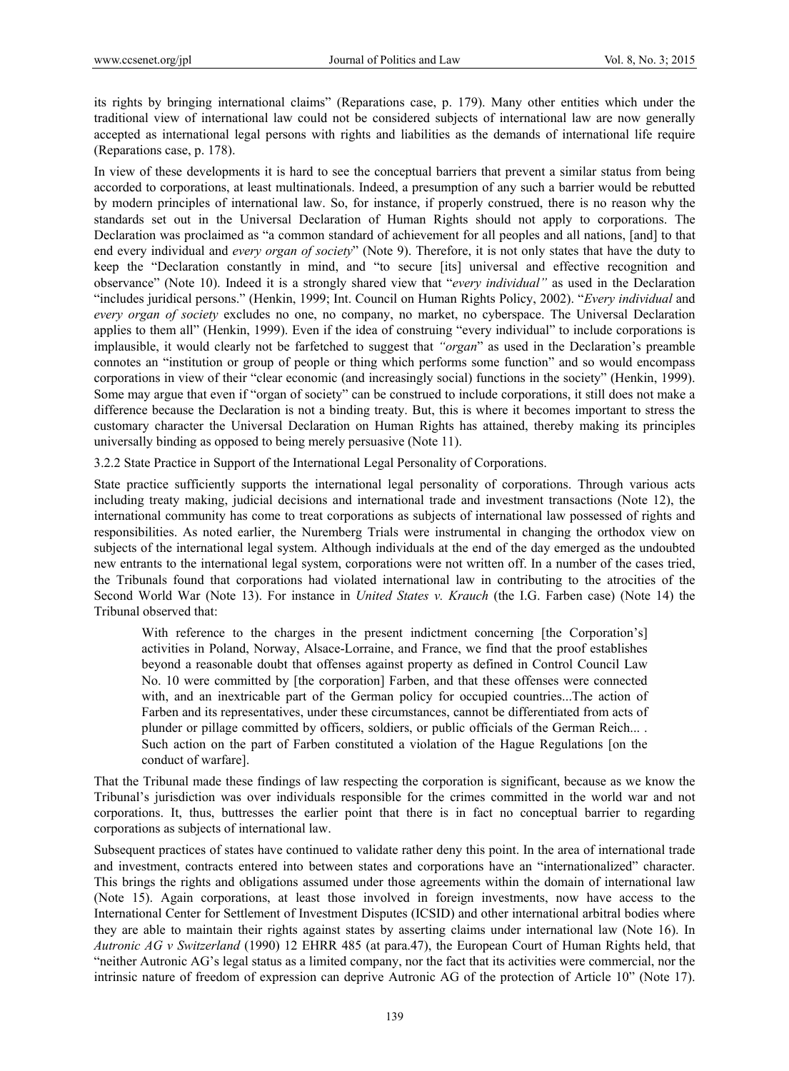its rights by bringing international claims" (Reparations case, p. 179). Many other entities which under the traditional view of international law could not be considered subjects of international law are now generally accepted as international legal persons with rights and liabilities as the demands of international life require (Reparations case, p. 178).

In view of these developments it is hard to see the conceptual barriers that prevent a similar status from being accorded to corporations, at least multinationals. Indeed, a presumption of any such a barrier would be rebutted by modern principles of international law. So, for instance, if properly construed, there is no reason why the standards set out in the Universal Declaration of Human Rights should not apply to corporations. The Declaration was proclaimed as "a common standard of achievement for all peoples and all nations, [and] to that end every individual and *every organ of society*" (Note 9). Therefore, it is not only states that have the duty to keep the "Declaration constantly in mind, and "to secure [its] universal and effective recognition and observance" (Note 10). Indeed it is a strongly shared view that "*every individual"* as used in the Declaration "includes juridical persons." (Henkin, 1999; Int. Council on Human Rights Policy, 2002). "*Every individual* and *every organ of society* excludes no one, no company, no market, no cyberspace. The Universal Declaration applies to them all" (Henkin, 1999). Even if the idea of construing "every individual" to include corporations is implausible, it would clearly not be farfetched to suggest that *"organ*" as used in the Declaration's preamble connotes an "institution or group of people or thing which performs some function" and so would encompass corporations in view of their "clear economic (and increasingly social) functions in the society" (Henkin, 1999). Some may argue that even if "organ of society" can be construed to include corporations, it still does not make a difference because the Declaration is not a binding treaty. But, this is where it becomes important to stress the customary character the Universal Declaration on Human Rights has attained, thereby making its principles universally binding as opposed to being merely persuasive (Note 11).

3.2.2 State Practice in Support of the International Legal Personality of Corporations.

State practice sufficiently supports the international legal personality of corporations. Through various acts including treaty making, judicial decisions and international trade and investment transactions (Note 12), the international community has come to treat corporations as subjects of international law possessed of rights and responsibilities. As noted earlier, the Nuremberg Trials were instrumental in changing the orthodox view on subjects of the international legal system. Although individuals at the end of the day emerged as the undoubted new entrants to the international legal system, corporations were not written off. In a number of the cases tried, the Tribunals found that corporations had violated international law in contributing to the atrocities of the Second World War (Note 13). For instance in *United States v. Krauch* (the I.G. Farben case) (Note 14) the Tribunal observed that:

> With reference to the charges in the present indictment concerning [the Corporation's] activities in Poland, Norway, Alsace-Lorraine, and France, we find that the proof establishes beyond a reasonable doubt that offenses against property as defined in Control Council Law No. 10 were committed by [the corporation] Farben, and that these offenses were connected with, and an inextricable part of the German policy for occupied countries...The action of Farben and its representatives, under these circumstances, cannot be differentiated from acts of plunder or pillage committed by officers, soldiers, or public officials of the German Reich... . Such action on the part of Farben constituted a violation of the Hague Regulations [on the conduct of warfare].

That the Tribunal made these findings of law respecting the corporation is significant, because as we know the Tribunal's jurisdiction was over individuals responsible for the crimes committed in the world war and not corporations. It, thus, buttresses the earlier point that there is in fact no conceptual barrier to regarding corporations as subjects of international law.

Subsequent practices of states have continued to validate rather deny this point. In the area of international trade and investment, contracts entered into between states and corporations have an "internationalized" character. This brings the rights and obligations assumed under those agreements within the domain of international law (Note 15). Again corporations, at least those involved in foreign investments, now have access to the International Center for Settlement of Investment Disputes (ICSID) and other international arbitral bodies where they are able to maintain their rights against states by asserting claims under international law (Note 16). In *Autronic AG v Switzerland* (1990) 12 EHRR 485 (at para.47), the European Court of Human Rights held, that "neither Autronic AG's legal status as a limited company, nor the fact that its activities were commercial, nor the intrinsic nature of freedom of expression can deprive Autronic AG of the protection of Article 10" (Note 17).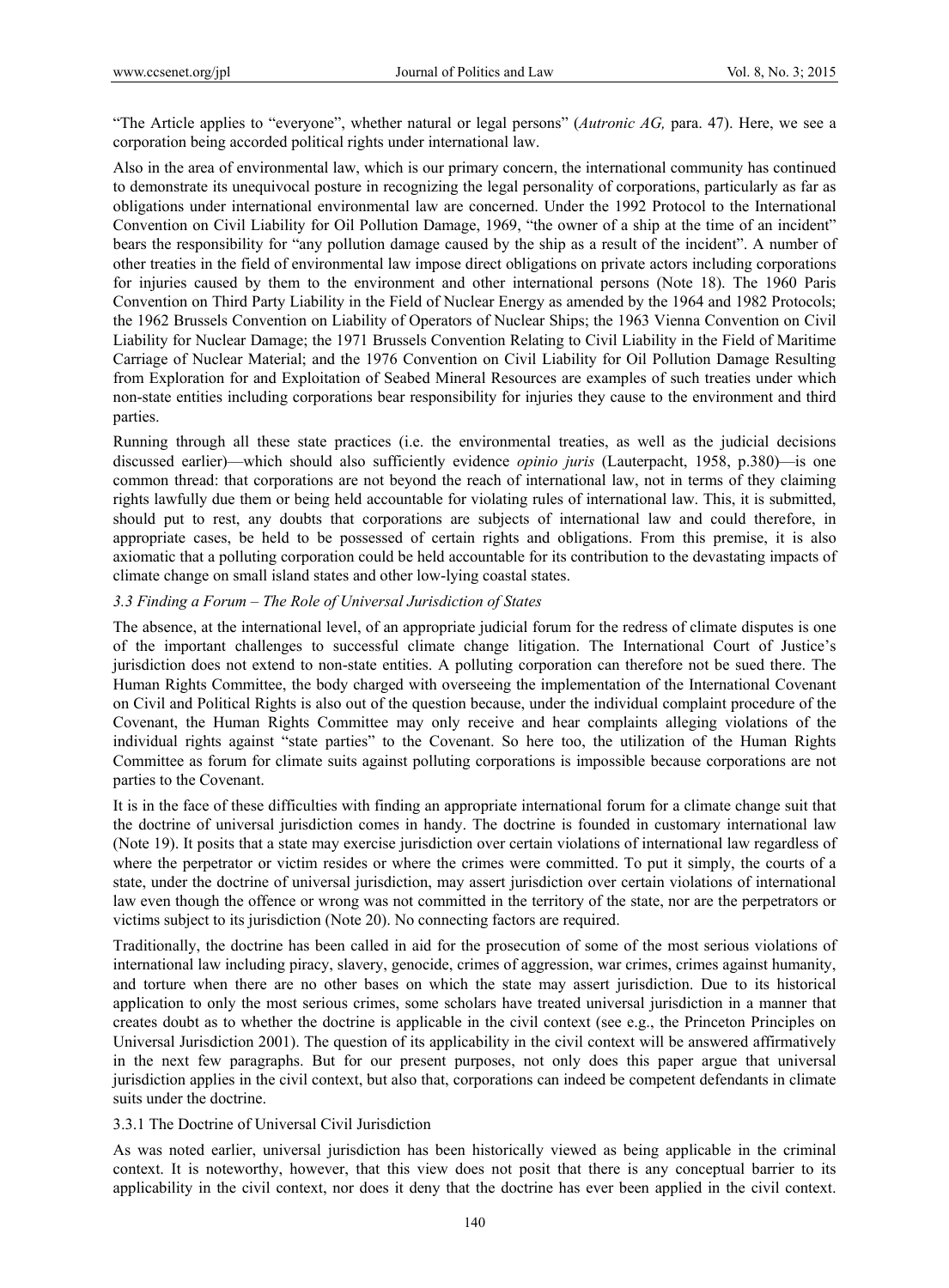"The Article applies to "everyone", whether natural or legal persons" (*Autronic AG,* para. 47). Here, we see a corporation being accorded political rights under international law.

Also in the area of environmental law, which is our primary concern, the international community has continued to demonstrate its unequivocal posture in recognizing the legal personality of corporations, particularly as far as obligations under international environmental law are concerned. Under the 1992 Protocol to the International Convention on Civil Liability for Oil Pollution Damage, 1969, "the owner of a ship at the time of an incident" bears the responsibility for "any pollution damage caused by the ship as a result of the incident". A number of other treaties in the field of environmental law impose direct obligations on private actors including corporations for injuries caused by them to the environment and other international persons (Note 18). The 1960 Paris Convention on Third Party Liability in the Field of Nuclear Energy as amended by the 1964 and 1982 Protocols; the 1962 Brussels Convention on Liability of Operators of Nuclear Ships; the 1963 Vienna Convention on Civil Liability for Nuclear Damage; the 1971 Brussels Convention Relating to Civil Liability in the Field of Maritime Carriage of Nuclear Material; and the 1976 Convention on Civil Liability for Oil Pollution Damage Resulting from Exploration for and Exploitation of Seabed Mineral Resources are examples of such treaties under which non-state entities including corporations bear responsibility for injuries they cause to the environment and third parties.

Running through all these state practices (i.e. the environmental treaties, as well as the judicial decisions discussed earlier)—which should also sufficiently evidence *opinio juris* (Lauterpacht, 1958, p.380)—is one common thread: that corporations are not beyond the reach of international law, not in terms of they claiming rights lawfully due them or being held accountable for violating rules of international law. This, it is submitted, should put to rest, any doubts that corporations are subjects of international law and could therefore, in appropriate cases, be held to be possessed of certain rights and obligations. From this premise, it is also axiomatic that a polluting corporation could be held accountable for its contribution to the devastating impacts of climate change on small island states and other low-lying coastal states.

### *3.3 Finding a Forum – The Role of Universal Jurisdiction of States*

The absence, at the international level, of an appropriate judicial forum for the redress of climate disputes is one of the important challenges to successful climate change litigation. The International Court of Justice's jurisdiction does not extend to non-state entities. A polluting corporation can therefore not be sued there. The Human Rights Committee, the body charged with overseeing the implementation of the International Covenant on Civil and Political Rights is also out of the question because, under the individual complaint procedure of the Covenant, the Human Rights Committee may only receive and hear complaints alleging violations of the individual rights against "state parties" to the Covenant. So here too, the utilization of the Human Rights Committee as forum for climate suits against polluting corporations is impossible because corporations are not parties to the Covenant.

It is in the face of these difficulties with finding an appropriate international forum for a climate change suit that the doctrine of universal jurisdiction comes in handy. The doctrine is founded in customary international law (Note 19). It posits that a state may exercise jurisdiction over certain violations of international law regardless of where the perpetrator or victim resides or where the crimes were committed. To put it simply, the courts of a state, under the doctrine of universal jurisdiction, may assert jurisdiction over certain violations of international law even though the offence or wrong was not committed in the territory of the state, nor are the perpetrators or victims subject to its jurisdiction (Note 20). No connecting factors are required.

Traditionally, the doctrine has been called in aid for the prosecution of some of the most serious violations of international law including piracy, slavery, genocide, crimes of aggression, war crimes, crimes against humanity, and torture when there are no other bases on which the state may assert jurisdiction. Due to its historical application to only the most serious crimes, some scholars have treated universal jurisdiction in a manner that creates doubt as to whether the doctrine is applicable in the civil context (see e.g., the Princeton Principles on Universal Jurisdiction 2001). The question of its applicability in the civil context will be answered affirmatively in the next few paragraphs. But for our present purposes, not only does this paper argue that universal jurisdiction applies in the civil context, but also that, corporations can indeed be competent defendants in climate suits under the doctrine.

#### 3.3.1 The Doctrine of Universal Civil Jurisdiction

As was noted earlier, universal jurisdiction has been historically viewed as being applicable in the criminal context. It is noteworthy, however, that this view does not posit that there is any conceptual barrier to its applicability in the civil context, nor does it deny that the doctrine has ever been applied in the civil context.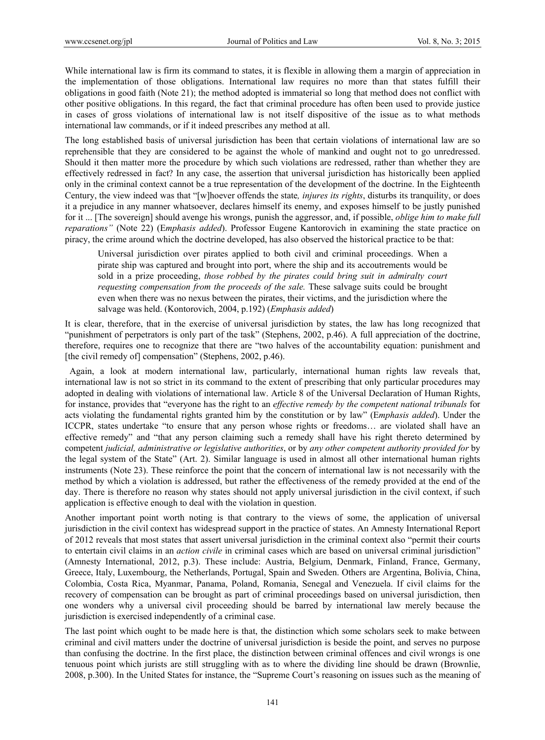While international law is firm its command to states, it is flexible in allowing them a margin of appreciation in the implementation of those obligations. International law requires no more than that states fulfill their obligations in good faith (Note 21); the method adopted is immaterial so long that method does not conflict with other positive obligations. In this regard, the fact that criminal procedure has often been used to provide justice in cases of gross violations of international law is not itself dispositive of the issue as to what methods international law commands, or if it indeed prescribes any method at all.

The long established basis of universal jurisdiction has been that certain violations of international law are so reprehensible that they are considered to be against the whole of mankind and ought not to go unredressed. Should it then matter more the procedure by which such violations are redressed, rather than whether they are effectively redressed in fact? In any case, the assertion that universal jurisdiction has historically been applied only in the criminal context cannot be a true representation of the development of the doctrine. In the Eighteenth Century, the view indeed was that "[w]hoever offends the state*, injures its rights*, disturbs its tranquility, or does it a prejudice in any manner whatsoever, declares himself its enemy, and exposes himself to be justly punished for it ... [The sovereign] should avenge his wrongs, punish the aggressor, and, if possible, *oblige him to make full reparations"* (Note 22) (E*mphasis added*). Professor Eugene Kantorovich in examining the state practice on piracy, the crime around which the doctrine developed, has also observed the historical practice to be that:

> Universal jurisdiction over pirates applied to both civil and criminal proceedings. When a pirate ship was captured and brought into port, where the ship and its accoutrements would be sold in a prize proceeding, *those robbed by the pirates could bring suit in admiralty court requesting compensation from the proceeds of the sale.* These salvage suits could be brought even when there was no nexus between the pirates, their victims, and the jurisdiction where the salvage was held. (Kontorovich, 2004, p.192) (*Emphasis added*)

It is clear, therefore, that in the exercise of universal jurisdiction by states, the law has long recognized that "punishment of perpetrators is only part of the task" (Stephens, 2002, p.46). A full appreciation of the doctrine, therefore, requires one to recognize that there are "two halves of the accountability equation: punishment and [the civil remedy of] compensation" (Stephens, 2002, p.46).

Again, a look at modern international law, particularly, international human rights law reveals that, international law is not so strict in its command to the extent of prescribing that only particular procedures may adopted in dealing with violations of international law. Article 8 of the Universal Declaration of Human Rights, for instance, provides that "everyone has the right to an *effective remedy by the competent national tribunals* for acts violating the fundamental rights granted him by the constitution or by law" (E*mphasis added*). Under the ICCPR, states undertake "to ensure that any person whose rights or freedoms… are violated shall have an effective remedy" and "that any person claiming such a remedy shall have his right thereto determined by competent *judicial, administrative or legislative authorities*, or by *any other competent authority provided for* by the legal system of the State" (Art. 2). Similar language is used in almost all other international human rights instruments (Note 23). These reinforce the point that the concern of international law is not necessarily with the method by which a violation is addressed, but rather the effectiveness of the remedy provided at the end of the day. There is therefore no reason why states should not apply universal jurisdiction in the civil context, if such application is effective enough to deal with the violation in question.

Another important point worth noting is that contrary to the views of some, the application of universal jurisdiction in the civil context has widespread support in the practice of states. An Amnesty International Report of 2012 reveals that most states that assert universal jurisdiction in the criminal context also "permit their courts to entertain civil claims in an *action civile* in criminal cases which are based on universal criminal jurisdiction" (Amnesty International, 2012, p.3). These include: Austria, Belgium, Denmark, Finland, France, Germany, Greece, Italy, Luxembourg, the Netherlands, Portugal, Spain and Sweden. Others are Argentina, Bolivia, China, Colombia, Costa Rica, Myanmar, Panama, Poland, Romania, Senegal and Venezuela. If civil claims for the recovery of compensation can be brought as part of criminal proceedings based on universal jurisdiction, then one wonders why a universal civil proceeding should be barred by international law merely because the jurisdiction is exercised independently of a criminal case.

The last point which ought to be made here is that, the distinction which some scholars seek to make between criminal and civil matters under the doctrine of universal jurisdiction is beside the point, and serves no purpose than confusing the doctrine. In the first place, the distinction between criminal offences and civil wrongs is one tenuous point which jurists are still struggling with as to where the dividing line should be drawn (Brownlie, 2008, p.300). In the United States for instance, the "Supreme Court's reasoning on issues such as the meaning of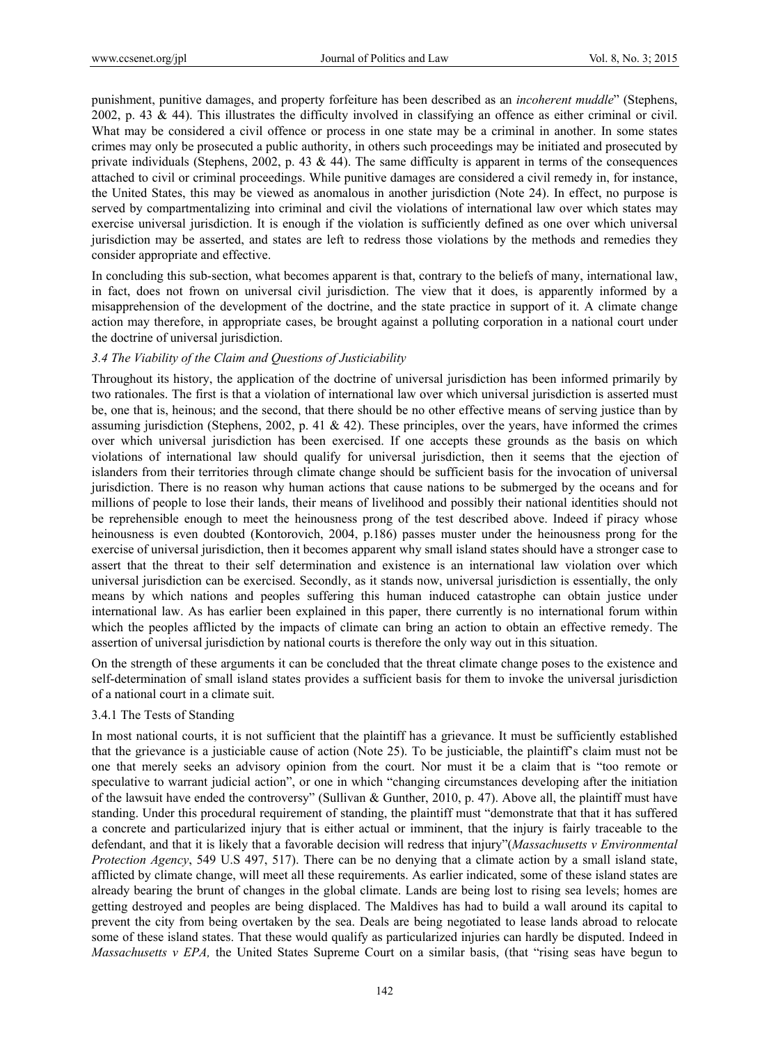punishment, punitive damages, and property forfeiture has been described as an *incoherent muddle*" (Stephens, 2002, p. 43 & 44). This illustrates the difficulty involved in classifying an offence as either criminal or civil. What may be considered a civil offence or process in one state may be a criminal in another. In some states crimes may only be prosecuted a public authority, in others such proceedings may be initiated and prosecuted by private individuals (Stephens, 2002, p. 43 & 44). The same difficulty is apparent in terms of the consequences attached to civil or criminal proceedings. While punitive damages are considered a civil remedy in, for instance, the United States, this may be viewed as anomalous in another jurisdiction (Note 24). In effect, no purpose is served by compartmentalizing into criminal and civil the violations of international law over which states may exercise universal jurisdiction. It is enough if the violation is sufficiently defined as one over which universal jurisdiction may be asserted, and states are left to redress those violations by the methods and remedies they consider appropriate and effective.

In concluding this sub-section, what becomes apparent is that, contrary to the beliefs of many, international law, in fact, does not frown on universal civil jurisdiction. The view that it does, is apparently informed by a misapprehension of the development of the doctrine, and the state practice in support of it. A climate change action may therefore, in appropriate cases, be brought against a polluting corporation in a national court under the doctrine of universal jurisdiction.

### *3.4 The Viability of the Claim and Questions of Justiciability*

Throughout its history, the application of the doctrine of universal jurisdiction has been informed primarily by two rationales. The first is that a violation of international law over which universal jurisdiction is asserted must be, one that is, heinous; and the second, that there should be no other effective means of serving justice than by assuming jurisdiction (Stephens, 2002, p. 41 & 42). These principles, over the years, have informed the crimes over which universal jurisdiction has been exercised. If one accepts these grounds as the basis on which violations of international law should qualify for universal jurisdiction, then it seems that the ejection of islanders from their territories through climate change should be sufficient basis for the invocation of universal jurisdiction. There is no reason why human actions that cause nations to be submerged by the oceans and for millions of people to lose their lands, their means of livelihood and possibly their national identities should not be reprehensible enough to meet the heinousness prong of the test described above. Indeed if piracy whose heinousness is even doubted (Kontorovich, 2004, p.186) passes muster under the heinousness prong for the exercise of universal jurisdiction, then it becomes apparent why small island states should have a stronger case to assert that the threat to their self determination and existence is an international law violation over which universal jurisdiction can be exercised. Secondly, as it stands now, universal jurisdiction is essentially, the only means by which nations and peoples suffering this human induced catastrophe can obtain justice under international law. As has earlier been explained in this paper, there currently is no international forum within which the peoples afflicted by the impacts of climate can bring an action to obtain an effective remedy. The assertion of universal jurisdiction by national courts is therefore the only way out in this situation.

On the strength of these arguments it can be concluded that the threat climate change poses to the existence and self-determination of small island states provides a sufficient basis for them to invoke the universal jurisdiction of a national court in a climate suit.

#### 3.4.1 The Tests of Standing

In most national courts, it is not sufficient that the plaintiff has a grievance. It must be sufficiently established that the grievance is a justiciable cause of action (Note 25). To be justiciable, the plaintiff's claim must not be one that merely seeks an advisory opinion from the court. Nor must it be a claim that is "too remote or speculative to warrant judicial action", or one in which "changing circumstances developing after the initiation of the lawsuit have ended the controversy" (Sullivan & Gunther, 2010, p. 47). Above all, the plaintiff must have standing. Under this procedural requirement of standing, the plaintiff must "demonstrate that that it has suffered a concrete and particularized injury that is either actual or imminent, that the injury is fairly traceable to the defendant, and that it is likely that a favorable decision will redress that injury"(*Massachusetts v Environmental Protection Agency*, 549 U.S 497, 517). There can be no denying that a climate action by a small island state, afflicted by climate change, will meet all these requirements. As earlier indicated, some of these island states are already bearing the brunt of changes in the global climate. Lands are being lost to rising sea levels; homes are getting destroyed and peoples are being displaced. The Maldives has had to build a wall around its capital to prevent the city from being overtaken by the sea. Deals are being negotiated to lease lands abroad to relocate some of these island states. That these would qualify as particularized injuries can hardly be disputed. Indeed in *Massachusetts v EPA,* the United States Supreme Court on a similar basis, (that "rising seas have begun to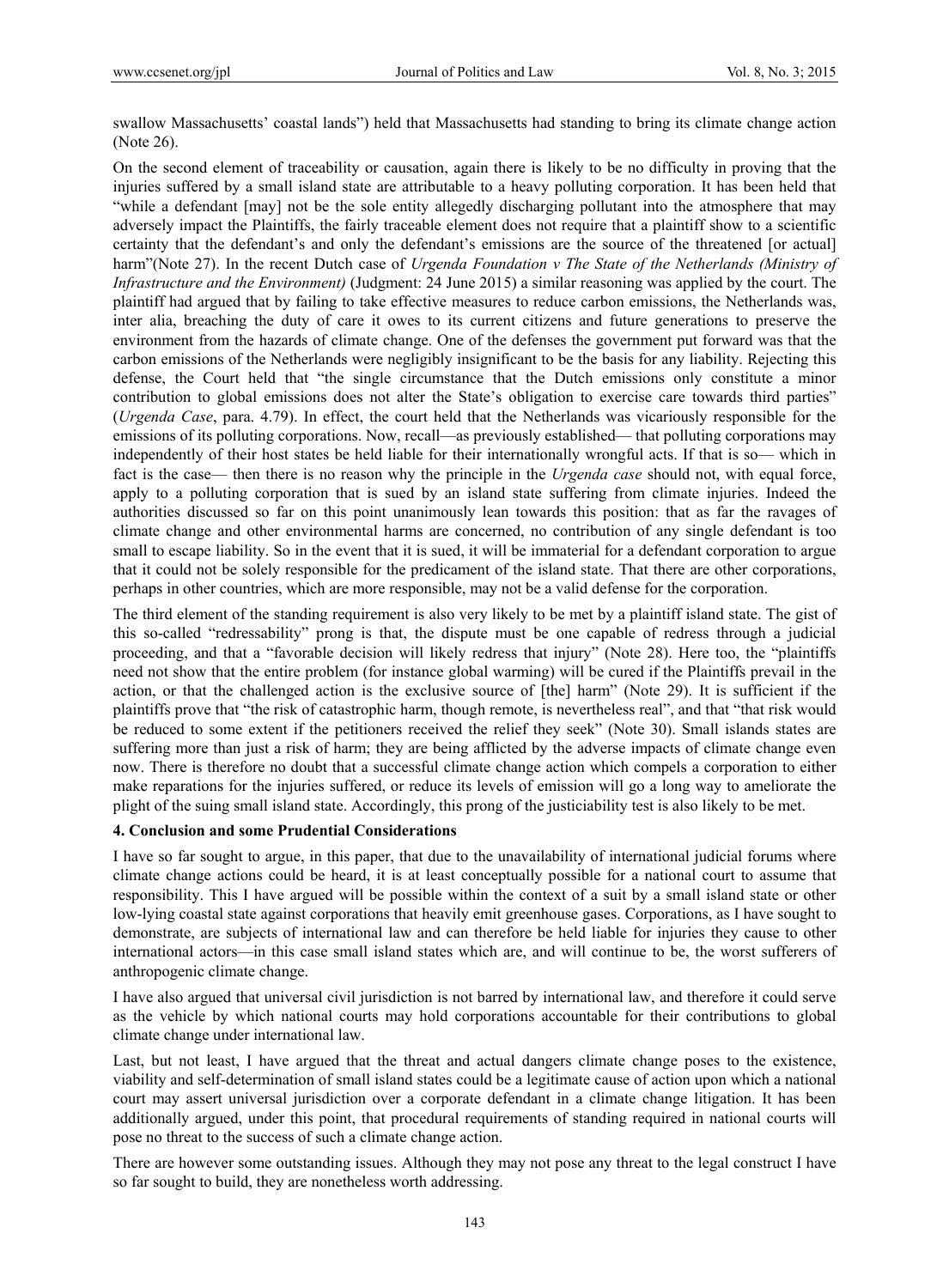swallow Massachusetts' coastal lands") held that Massachusetts had standing to bring its climate change action (Note 26).

On the second element of traceability or causation, again there is likely to be no difficulty in proving that the injuries suffered by a small island state are attributable to a heavy polluting corporation. It has been held that "while a defendant [may] not be the sole entity allegedly discharging pollutant into the atmosphere that may adversely impact the Plaintiffs, the fairly traceable element does not require that a plaintiff show to a scientific certainty that the defendant's and only the defendant's emissions are the source of the threatened [or actual] harm"(Note 27). In the recent Dutch case of *Urgenda Foundation v The State of the Netherlands (Ministry of Infrastructure and the Environment)* (Judgment: 24 June 2015) a similar reasoning was applied by the court. The plaintiff had argued that by failing to take effective measures to reduce carbon emissions, the Netherlands was, inter alia, breaching the duty of care it owes to its current citizens and future generations to preserve the environment from the hazards of climate change. One of the defenses the government put forward was that the carbon emissions of the Netherlands were negligibly insignificant to be the basis for any liability. Rejecting this defense, the Court held that "the single circumstance that the Dutch emissions only constitute a minor contribution to global emissions does not alter the State's obligation to exercise care towards third parties" (*Urgenda Case*, para. 4.79). In effect, the court held that the Netherlands was vicariously responsible for the emissions of its polluting corporations. Now, recall—as previously established— that polluting corporations may independently of their host states be held liable for their internationally wrongful acts. If that is so— which in fact is the case— then there is no reason why the principle in the *Urgenda case* should not, with equal force, apply to a polluting corporation that is sued by an island state suffering from climate injuries. Indeed the authorities discussed so far on this point unanimously lean towards this position: that as far the ravages of climate change and other environmental harms are concerned, no contribution of any single defendant is too small to escape liability. So in the event that it is sued, it will be immaterial for a defendant corporation to argue that it could not be solely responsible for the predicament of the island state. That there are other corporations, perhaps in other countries, which are more responsible, may not be a valid defense for the corporation.

The third element of the standing requirement is also very likely to be met by a plaintiff island state. The gist of this so-called "redressability" prong is that, the dispute must be one capable of redress through a judicial proceeding, and that a "favorable decision will likely redress that injury" (Note 28). Here too, the "plaintiffs need not show that the entire problem (for instance global warming) will be cured if the Plaintiffs prevail in the action, or that the challenged action is the exclusive source of [the] harm" (Note 29). It is sufficient if the plaintiffs prove that "the risk of catastrophic harm, though remote, is nevertheless real", and that "that risk would be reduced to some extent if the petitioners received the relief they seek" (Note 30). Small islands states are suffering more than just a risk of harm; they are being afflicted by the adverse impacts of climate change even now. There is therefore no doubt that a successful climate change action which compels a corporation to either make reparations for the injuries suffered, or reduce its levels of emission will go a long way to ameliorate the plight of the suing small island state. Accordingly, this prong of the justiciability test is also likely to be met.

## 4. Conclusion and some Prudential Considerations

I have so far sought to argue, in this paper, that due to the unavailability of international judicial forums where climate change actions could be heard, it is at least conceptually possible for a national court to assume that responsibility. This I have argued will be possible within the context of a suit by a small island state or other low-lying coastal state against corporations that heavily emit greenhouse gases. Corporations, as I have sought to demonstrate, are subjects of international law and can therefore be held liable for injuries they cause to other international actors—in this case small island states which are, and will continue to be, the worst sufferers of anthropogenic climate change.

I have also argued that universal civil jurisdiction is not barred by international law, and therefore it could serve as the vehicle by which national courts may hold corporations accountable for their contributions to global climate change under international law.

Last, but not least, I have argued that the threat and actual dangers climate change poses to the existence, viability and self-determination of small island states could be a legitimate cause of action upon which a national court may assert universal jurisdiction over a corporate defendant in a climate change litigation. It has been additionally argued, under this point, that procedural requirements of standing required in national courts will pose no threat to the success of such a climate change action.

There are however some outstanding issues. Although they may not pose any threat to the legal construct I have so far sought to build, they are nonetheless worth addressing.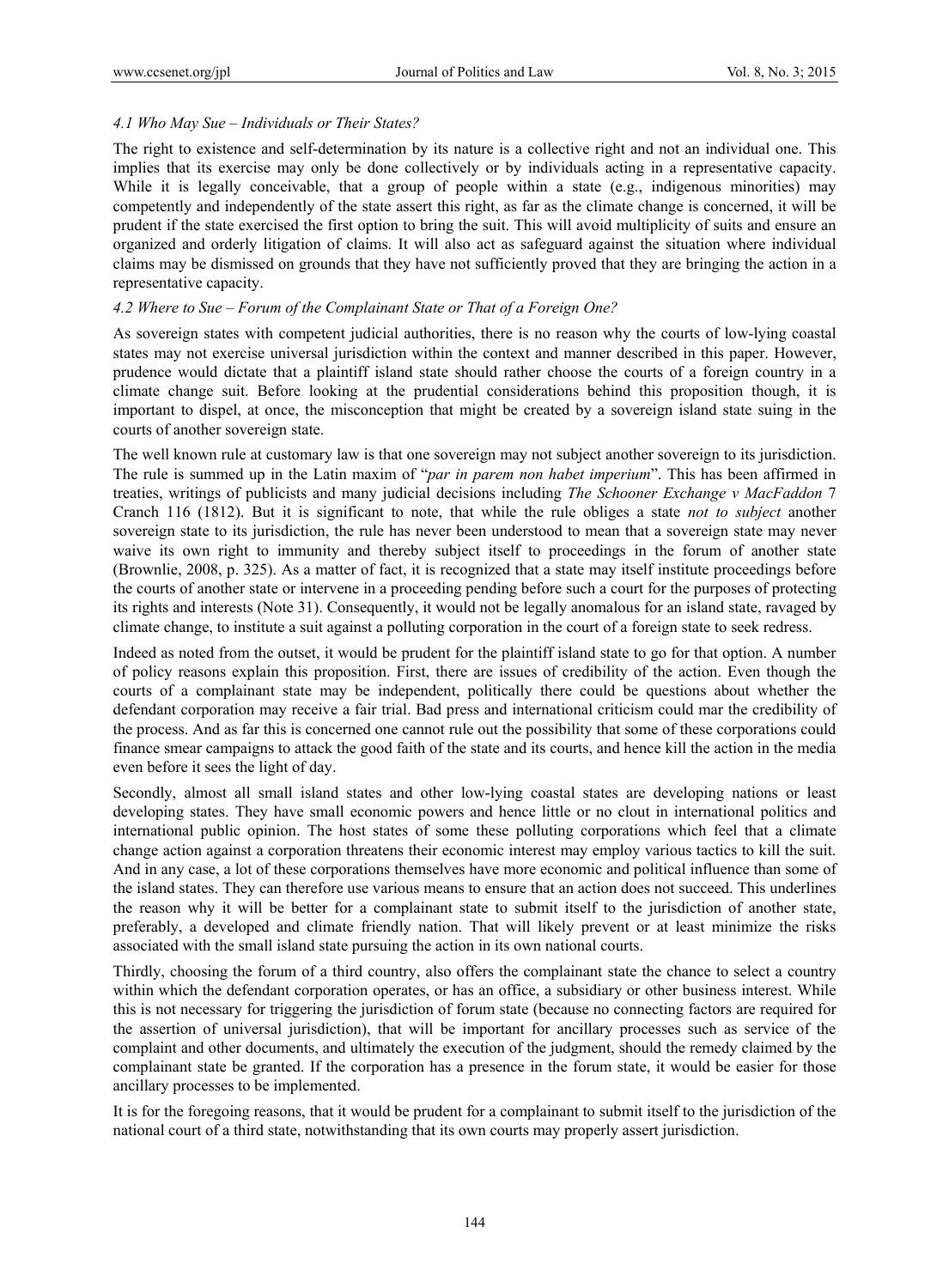### *4.1 Who May Sue – Individuals or Their States?*

The right to existence and self-determination by its nature is a collective right and not an individual one. This implies that its exercise may only be done collectively or by individuals acting in a representative capacity. While it is legally conceivable, that a group of people within a state (e.g., indigenous minorities) may competently and independently of the state assert this right, as far as the climate change is concerned, it will be prudent if the state exercised the first option to bring the suit. This will avoid multiplicity of suits and ensure an organized and orderly litigation of claims. It will also act as safeguard against the situation where individual claims may be dismissed on grounds that they have not sufficiently proved that they are bringing the action in a representative capacity.

### *4.2 Where to Sue – Forum of the Complainant State or That of a Foreign One?*

As sovereign states with competent judicial authorities, there is no reason why the courts of low-lying coastal states may not exercise universal jurisdiction within the context and manner described in this paper. However, prudence would dictate that a plaintiff island state should rather choose the courts of a foreign country in a climate change suit. Before looking at the prudential considerations behind this proposition though, it is important to dispel, at once, the misconception that might be created by a sovereign island state suing in the courts of another sovereign state.

The well known rule at customary law is that one sovereign may not subject another sovereign to its jurisdiction. The rule is summed up in the Latin maxim of "*par in parem non habet imperium*". This has been affirmed in treaties, writings of publicists and many judicial decisions including *The Schooner Exchange v MacFaddon* 7 Cranch 116 (1812). But it is significant to note, that while the rule obliges a state *not to subject* another sovereign state to its jurisdiction, the rule has never been understood to mean that a sovereign state may never waive its own right to immunity and thereby subject itself to proceedings in the forum of another state (Brownlie, 2008, p. 325). As a matter of fact, it is recognized that a state may itself institute proceedings before the courts of another state or intervene in a proceeding pending before such a court for the purposes of protecting its rights and interests (Note 31). Consequently, it would not be legally anomalous for an island state, ravaged by climate change, to institute a suit against a polluting corporation in the court of a foreign state to seek redress.

Indeed as noted from the outset, it would be prudent for the plaintiff island state to go for that option. A number of policy reasons explain this proposition. First, there are issues of credibility of the action. Even though the courts of a complainant state may be independent, politically there could be questions about whether the defendant corporation may receive a fair trial. Bad press and international criticism could mar the credibility of the process. And as far this is concerned one cannot rule out the possibility that some of these corporations could finance smear campaigns to attack the good faith of the state and its courts, and hence kill the action in the media even before it sees the light of day.

Secondly, almost all small island states and other low-lying coastal states are developing nations or least developing states. They have small economic powers and hence little or no clout in international politics and international public opinion. The host states of some these polluting corporations which feel that a climate change action against a corporation threatens their economic interest may employ various tactics to kill the suit. And in any case, a lot of these corporations themselves have more economic and political influence than some of the island states. They can therefore use various means to ensure that an action does not succeed. This underlines the reason why it will be better for a complainant state to submit itself to the jurisdiction of another state, preferably, a developed and climate friendly nation. That will likely prevent or at least minimize the risks associated with the small island state pursuing the action in its own national courts.

Thirdly, choosing the forum of a third country, also offers the complainant state the chance to select a country within which the defendant corporation operates, or has an office, a subsidiary or other business interest. While this is not necessary for triggering the jurisdiction of forum state (because no connecting factors are required for the assertion of universal jurisdiction), that will be important for ancillary processes such as service of the complaint and other documents, and ultimately the execution of the judgment, should the remedy claimed by the complainant state be granted. If the corporation has a presence in the forum state, it would be easier for those ancillary processes to be implemented.

It is for the foregoing reasons, that it would be prudent for a complainant to submit itself to the jurisdiction of the national court of a third state, notwithstanding that its own courts may properly assert jurisdiction.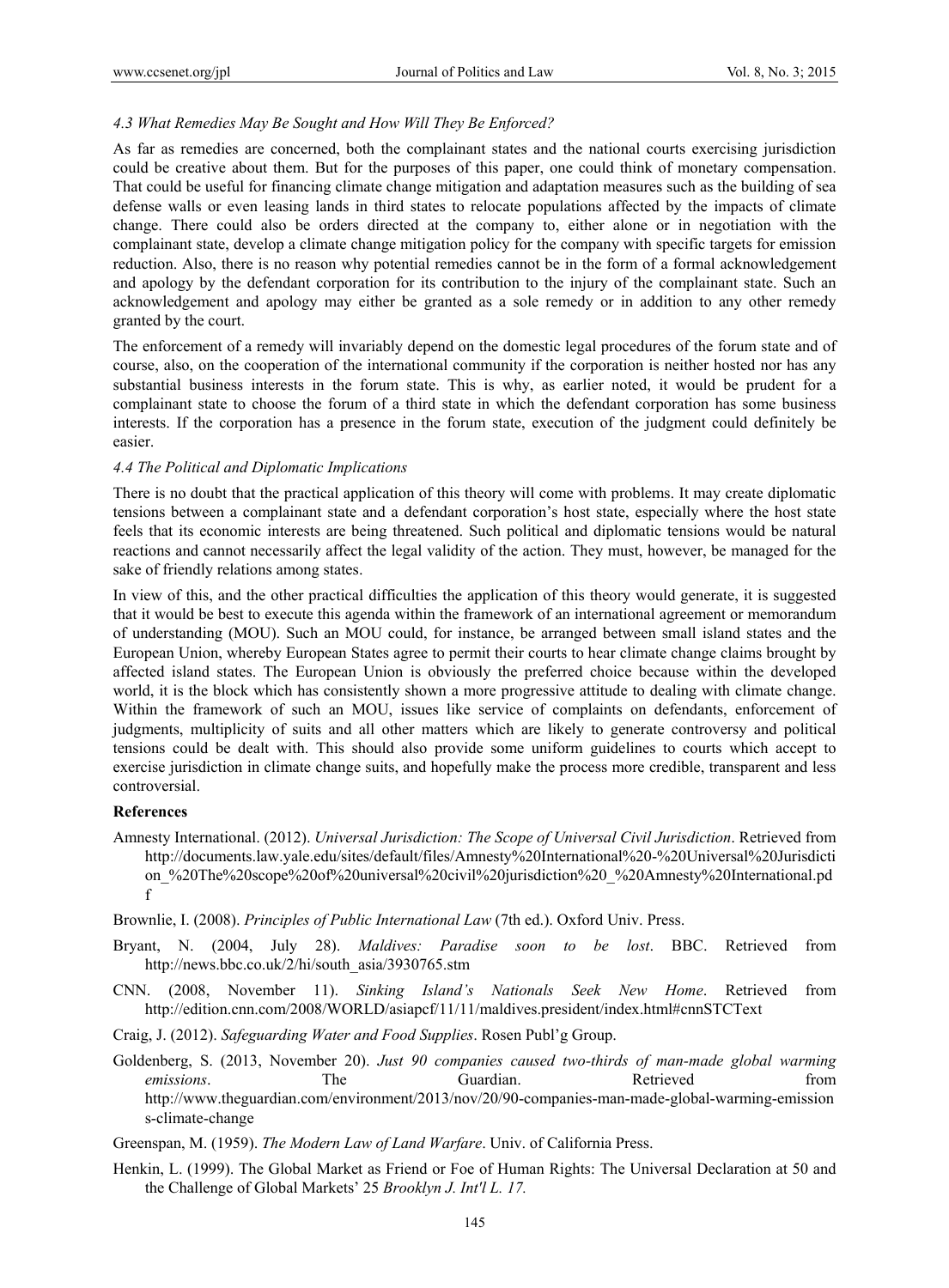### *4.3 What Remedies May Be Sought and How Will They Be Enforced?*

As far as remedies are concerned, both the complainant states and the national courts exercising jurisdiction could be creative about them. But for the purposes of this paper, one could think of monetary compensation. That could be useful for financing climate change mitigation and adaptation measures such as the building of sea defense walls or even leasing lands in third states to relocate populations affected by the impacts of climate change. There could also be orders directed at the company to, either alone or in negotiation with the complainant state, develop a climate change mitigation policy for the company with specific targets for emission reduction. Also, there is no reason why potential remedies cannot be in the form of a formal acknowledgement and apology by the defendant corporation for its contribution to the injury of the complainant state. Such an acknowledgement and apology may either be granted as a sole remedy or in addition to any other remedy granted by the court.

The enforcement of a remedy will invariably depend on the domestic legal procedures of the forum state and of course, also, on the cooperation of the international community if the corporation is neither hosted nor has any substantial business interests in the forum state. This is why, as earlier noted, it would be prudent for a complainant state to choose the forum of a third state in which the defendant corporation has some business interests. If the corporation has a presence in the forum state, execution of the judgment could definitely be easier.

### *4.4 The Political and Diplomatic Implications*

There is no doubt that the practical application of this theory will come with problems. It may create diplomatic tensions between a complainant state and a defendant corporation's host state, especially where the host state feels that its economic interests are being threatened. Such political and diplomatic tensions would be natural reactions and cannot necessarily affect the legal validity of the action. They must, however, be managed for the sake of friendly relations among states.

In view of this, and the other practical difficulties the application of this theory would generate, it is suggested that it would be best to execute this agenda within the framework of an international agreement or memorandum of understanding (MOU). Such an MOU could, for instance, be arranged between small island states and the European Union, whereby European States agree to permit their courts to hear climate change claims brought by affected island states. The European Union is obviously the preferred choice because within the developed world, it is the block which has consistently shown a more progressive attitude to dealing with climate change. Within the framework of such an MOU, issues like service of complaints on defendants, enforcement of judgments, multiplicity of suits and all other matters which are likely to generate controversy and political tensions could be dealt with. This should also provide some uniform guidelines to courts which accept to exercise jurisdiction in climate change suits, and hopefully make the process more credible, transparent and less controversial.

## References

Amnesty International. (2012). *Universal Jurisdiction: The Scope of Universal Civil Jurisdiction*. Retrieved from http://documents.law.yale.edu/sites/default/files/Amnesty%20International%20-%20Universal%20Jurisdiction_%20The%20scope%20of%20universal%20civil%20jurisdiction%20_%20Amnesty%20International.pdf

Brownlie, I. (2008). *Principles of Public International Law* (7th ed.). Oxford Univ. Press.

Bryant, N. (2004, July 28). *Maldives: Paradise soon to be lost*. BBC. Retrieved from http://news.bbc.co.uk/2/hi/south_asia/3930765.stm

CNN. (2008, November 11). *Sinking Island's Nationals Seek New Home*. Retrieved from http://edition.cnn.com/2008/WORLD/asiapcf/11/11/maldives.president/index.html#cnnSTCText

Craig, J. (2012). *Safeguarding Water and Food Supplies*. Rosen Publ'g Group.

Goldenberg, S. (2013, November 20). *Just 90 companies caused two-thirds of man-made global warming emissions*. The Guardian. Retrieved from http://www.theguardian.com/environment/2013/nov/20/90-companies-man-made-global-warming-emissions-climate-change

Greenspan, M. (1959). *The Modern Law of Land Warfare*. Univ. of California Press.

Henkin, L. (1999). The Global Market as Friend or Foe of Human Rights: The Universal Declaration at 50 and the Challenge of Global Markets' 25 *Brooklyn J. Int'l L. 17.*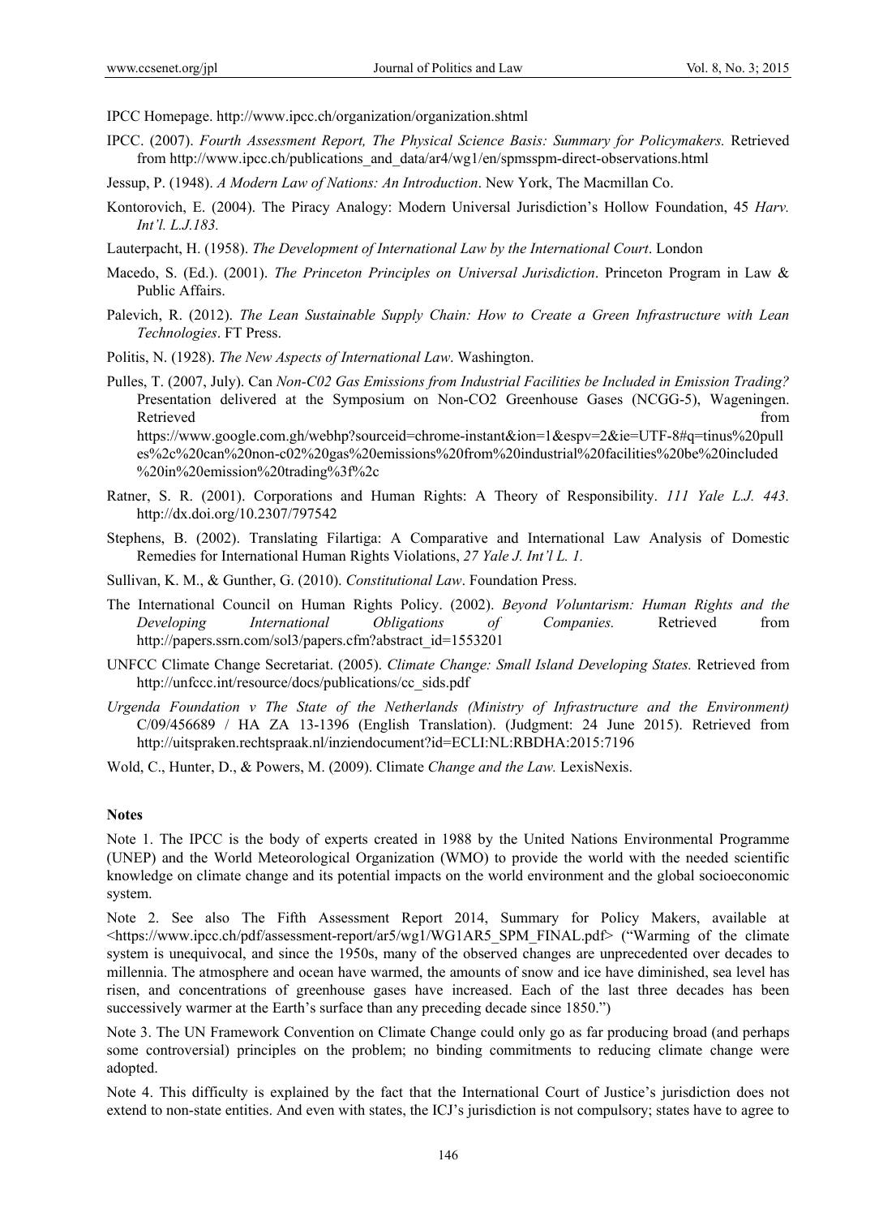IPCC Homepage. http://www.ipcc.ch/organization/organization.shtml

IPCC. (2007). *Fourth Assessment Report, The Physical Science Basis: Summary for Policymakers.* Retrieved from http://www.ipcc.ch/publications_and_data/ar4/wg1/en/spmsspm-direct-observations.html

Jessup, P. (1948). *A Modern Law of Nations: An Introduction*. New York, The Macmillan Co.

Kontorovich, E. (2004). The Piracy Analogy: Modern Universal Jurisdiction's Hollow Foundation, 45 *Harv. Int'l. L.J.183.*

Lauterpacht, H. (1958). *The Development of International Law by the International Court*. London

Macedo, S. (Ed.). (2001). *The Princeton Principles on Universal Jurisdiction*. Princeton Program in Law & Public Affairs.

Palevich, R. (2012). *The Lean Sustainable Supply Chain: How to Create a Green Infrastructure with Lean Technologies*. FT Press.

Politis, N. (1928). *The New Aspects of International Law*. Washington.

Pulles, T. (2007, July). Can *Non-C02 Gas Emissions from Industrial Facilities be Included in Emission Trading?* Presentation delivered at the Symposium on Non-CO2 Greenhouse Gases (NCGG-5), Wageningen. Retrieved from https://www.google.com.gh/webhp?sourceid=chrome-instant&ion=1&espv=2&ie=UTF-8#q=tinus%20pulles%2c%20can%20non-c02%20gas%20emissions%20from%20industrial%20facilities%20be%20included%20in%20emission%20trading%3f%2c

Ratner, S. R. (2001). Corporations and Human Rights: A Theory of Responsibility. *111 Yale L.J. 443.* http://dx.doi.org/10.2307/797542

Stephens, B. (2002). Translating Filartiga: A Comparative and International Law Analysis of Domestic Remedies for International Human Rights Violations, *27 Yale J. Int'l L. 1.*

Sullivan, K. M., & Gunther, G. (2010). *Constitutional Law*. Foundation Press.

The International Council on Human Rights Policy. (2002). *Beyond Voluntarism: Human Rights and the Developing International Obligations of Companies.* Retrieved from http://papers.ssrn.com/sol3/papers.cfm?abstract_id=1553201

UNFCC Climate Change Secretariat. (2005). *Climate Change: Small Island Developing States.* Retrieved from http://unfccc.int/resource/docs/publications/cc_sids.pdf

*Urgenda Foundation v The State of the Netherlands (Ministry of Infrastructure and the Environment)* C/09/456689 / HA ZA 13-1396 (English Translation). (Judgment: 24 June 2015). Retrieved from http://uitspraken.rechtspraak.nl/inziendocument?id=ECLI:NL:RBDHA:2015:7196

Wold, C., Hunter, D., & Powers, M. (2009). Climate *Change and the Law.* LexisNexis.

## Notes

Note 1. The IPCC is the body of experts created in 1988 by the United Nations Environmental Programme (UNEP) and the World Meteorological Organization (WMO) to provide the world with the needed scientific knowledge on climate change and its potential impacts on the world environment and the global socioeconomic system.

Note 2. See also The Fifth Assessment Report 2014, Summary for Policy Makers, available at <https://www.ipcc.ch/pdf/assessment-report/ar5/wg1/WG1AR5_SPM_FINAL.pdf> ("Warming of the climate system is unequivocal, and since the 1950s, many of the observed changes are unprecedented over decades to millennia. The atmosphere and ocean have warmed, the amounts of snow and ice have diminished, sea level has risen, and concentrations of greenhouse gases have increased. Each of the last three decades has been successively warmer at the Earth's surface than any preceding decade since 1850.")

Note 3. The UN Framework Convention on Climate Change could only go as far producing broad (and perhaps some controversial) principles on the problem; no binding commitments to reducing climate change were adopted.

Note 4. This difficulty is explained by the fact that the International Court of Justice's jurisdiction does not extend to non-state entities. And even with states, the ICJ's jurisdiction is not compulsory; states have to agree to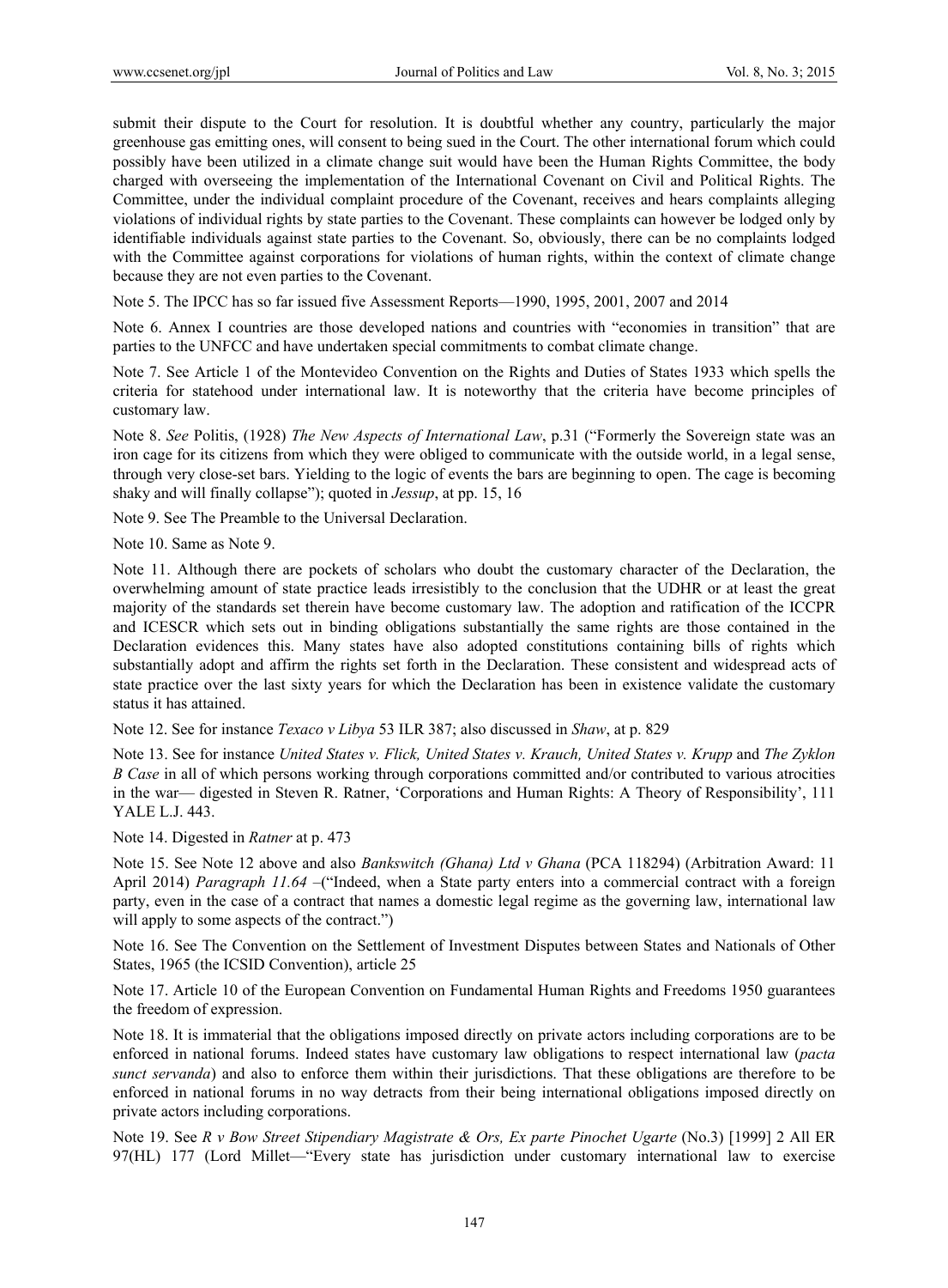submit their dispute to the Court for resolution. It is doubtful whether any country, particularly the major greenhouse gas emitting ones, will consent to being sued in the Court. The other international forum which could possibly have been utilized in a climate change suit would have been the Human Rights Committee, the body charged with overseeing the implementation of the International Covenant on Civil and Political Rights. The Committee, under the individual complaint procedure of the Covenant, receives and hears complaints alleging violations of individual rights by state parties to the Covenant. These complaints can however be lodged only by identifiable individuals against state parties to the Covenant. So, obviously, there can be no complaints lodged with the Committee against corporations for violations of human rights, within the context of climate change because they are not even parties to the Covenant.

Note 5. The IPCC has so far issued five Assessment Reports—1990, 1995, 2001, 2007 and 2014

Note 6. Annex I countries are those developed nations and countries with "economies in transition" that are parties to the UNFCC and have undertaken special commitments to combat climate change.

Note 7. See Article 1 of the Montevideo Convention on the Rights and Duties of States 1933 which spells the criteria for statehood under international law. It is noteworthy that the criteria have become principles of customary law.

Note 8. *See* Politis, (1928) *The New Aspects of International Law*, p.31 ("Formerly the Sovereign state was an iron cage for its citizens from which they were obliged to communicate with the outside world, in a legal sense, through very close-set bars. Yielding to the logic of events the bars are beginning to open. The cage is becoming shaky and will finally collapse"); quoted in *Jessup*, at pp. 15, 16

Note 9. See The Preamble to the Universal Declaration.

Note 10. Same as Note 9.

Note 11. Although there are pockets of scholars who doubt the customary character of the Declaration, the overwhelming amount of state practice leads irresistibly to the conclusion that the UDHR or at least the great majority of the standards set therein have become customary law. The adoption and ratification of the ICCPR and ICESCR which sets out in binding obligations substantially the same rights are those contained in the Declaration evidences this. Many states have also adopted constitutions containing bills of rights which substantially adopt and affirm the rights set forth in the Declaration. These consistent and widespread acts of state practice over the last sixty years for which the Declaration has been in existence validate the customary status it has attained.

Note 12. See for instance *Texaco v Libya* 53 ILR 387; also discussed in *Shaw*, at p. 829

Note 13. See for instance *United States v. Flick, United States v. Krauch, United States v. Krupp* and *The Zyklon B Case* in all of which persons working through corporations committed and/or contributed to various atrocities in the war— digested in Steven R. Ratner, 'Corporations and Human Rights: A Theory of Responsibility', 111 YALE L.J. 443.

Note 14. Digested in *Ratner* at p. 473

Note 15. See Note 12 above and also *Bankswitch (Ghana) Ltd v Ghana* (PCA 118294) (Arbitration Award: 11 April 2014) *Paragraph 11.64* –("Indeed, when a State party enters into a commercial contract with a foreign party, even in the case of a contract that names a domestic legal regime as the governing law, international law will apply to some aspects of the contract.")

Note 16. See The Convention on the Settlement of Investment Disputes between States and Nationals of Other States, 1965 (the ICSID Convention), article 25

Note 17. Article 10 of the European Convention on Fundamental Human Rights and Freedoms 1950 guarantees the freedom of expression.

Note 18. It is immaterial that the obligations imposed directly on private actors including corporations are to be enforced in national forums. Indeed states have customary law obligations to respect international law (*pacta sunct servanda*) and also to enforce them within their jurisdictions. That these obligations are therefore to be enforced in national forums in no way detracts from their being international obligations imposed directly on private actors including corporations.

Note 19. See *R v Bow Street Stipendiary Magistrate & Ors, Ex parte Pinochet Ugarte* (No.3) [1999] 2 All ER 97(HL) 177 (Lord Millet—"Every state has jurisdiction under customary international law to exercise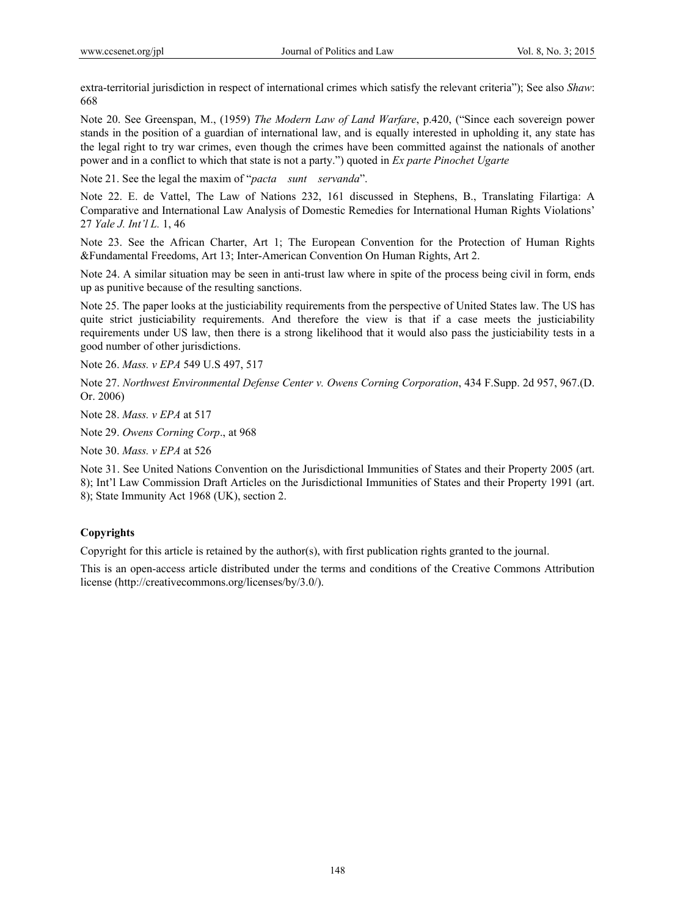extra-territorial jurisdiction in respect of international crimes which satisfy the relevant criteria"); See also *Shaw*: 668

Note 20. See Greenspan, M., (1959) *The Modern Law of Land Warfare*, p.420, ("Since each sovereign power stands in the position of a guardian of international law, and is equally interested in upholding it, any state has the legal right to try war crimes, even though the crimes have been committed against the nationals of another power and in a conflict to which that state is not a party.") quoted in *Ex parte Pinochet Ugarte*

Note 21. See the legal the maxim of "*pacta sunt servanda*".

Note 22. E. de Vattel, The Law of Nations 232, 161 discussed in Stephens, B., Translating Filartiga: A Comparative and International Law Analysis of Domestic Remedies for International Human Rights Violations' 27 *Yale J. Int'l L.* 1, 46

Note 23. See the African Charter, Art 1; The European Convention for the Protection of Human Rights &Fundamental Freedoms, Art 13; Inter-American Convention On Human Rights, Art 2.

Note 24. A similar situation may be seen in anti-trust law where in spite of the process being civil in form, ends up as punitive because of the resulting sanctions.

Note 25. The paper looks at the justiciability requirements from the perspective of United States law. The US has quite strict justiciability requirements. And therefore the view is that if a case meets the justiciability requirements under US law, then there is a strong likelihood that it would also pass the justiciability tests in a good number of other jurisdictions.

Note 26. *Mass. v EPA* 549 U.S 497, 517

Note 27. *Northwest Environmental Defense Center v. Owens Corning Corporation*, 434 F.Supp. 2d 957, 967.(D. Or. 2006)

Note 28. *Mass. v EPA* at 517

Note 29. *Owens Corning Corp*., at 968

Note 30. *Mass. v EPA* at 526

Note 31. See United Nations Convention on the Jurisdictional Immunities of States and their Property 2005 (art. 8); Int'l Law Commission Draft Articles on the Jurisdictional Immunities of States and their Property 1991 (art. 8); State Immunity Act 1968 (UK), section 2.

### Copyrights

Copyright for this article is retained by the author(s), with first publication rights granted to the journal.

This is an open-access article distributed under the terms and conditions of the Creative Commons Attribution license (http://creativecommons.org/licenses/by/3.0/).